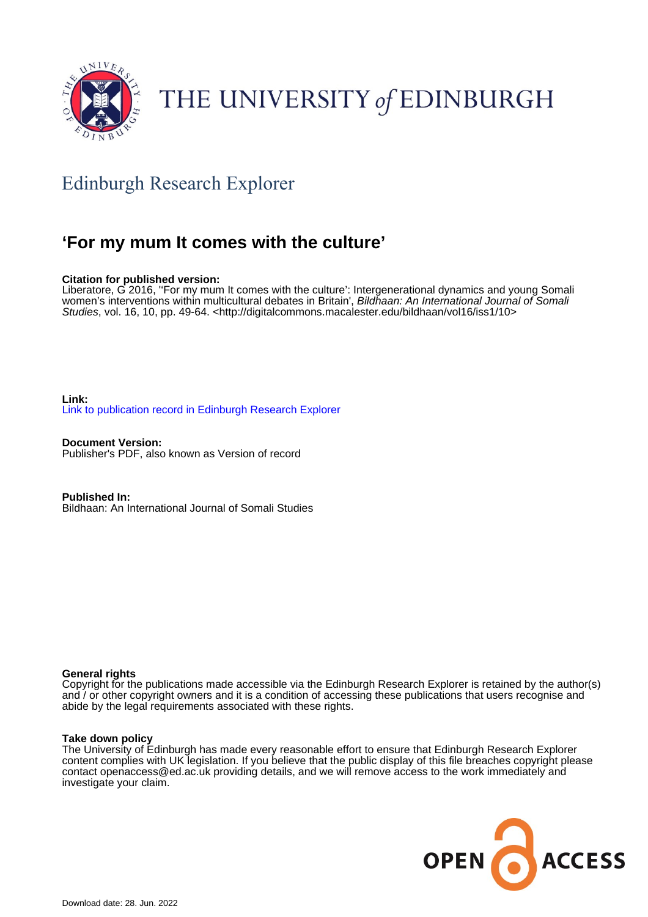# THE UNIVERSITY of EDINBURGH

## Edinburgh Research Explorer

## 'For my mum It comes with the culture'

**Citation for published version:**
Liberatore, G 2016, ''For my mum It comes with the culture': Intergenerational dynamics and young Somali women's interventions within multicultural debates in Britain', *Bildhaan: An International Journal of Somali Studies*, vol. 16, 10, pp. 49-64. <http://digitalcommons.macalester.edu/bildhaan/vol16/iss1/10>

**Link:**
Link to publication record in Edinburgh Research Explorer

**Document Version:**
Publisher's PDF, also known as Version of record

**Published In:**
Bildhaan: An International Journal of Somali Studies

**General rights**
Copyright for the publications made accessible via the Edinburgh Research Explorer is retained by the author(s) and / or other copyright owners and it is a condition of accessing these publications that users recognise and abide by the legal requirements associated with these rights.

**Take down policy**
The University of Edinburgh has made every reasonable effort to ensure that Edinburgh Research Explorer content complies with UK legislation. If you believe that the public display of this file breaches copyright please contact openaccess@ed.ac.uk providing details, and we will remove access to the work immediately and investigate your claim.

Download date: 28. Jun. 2022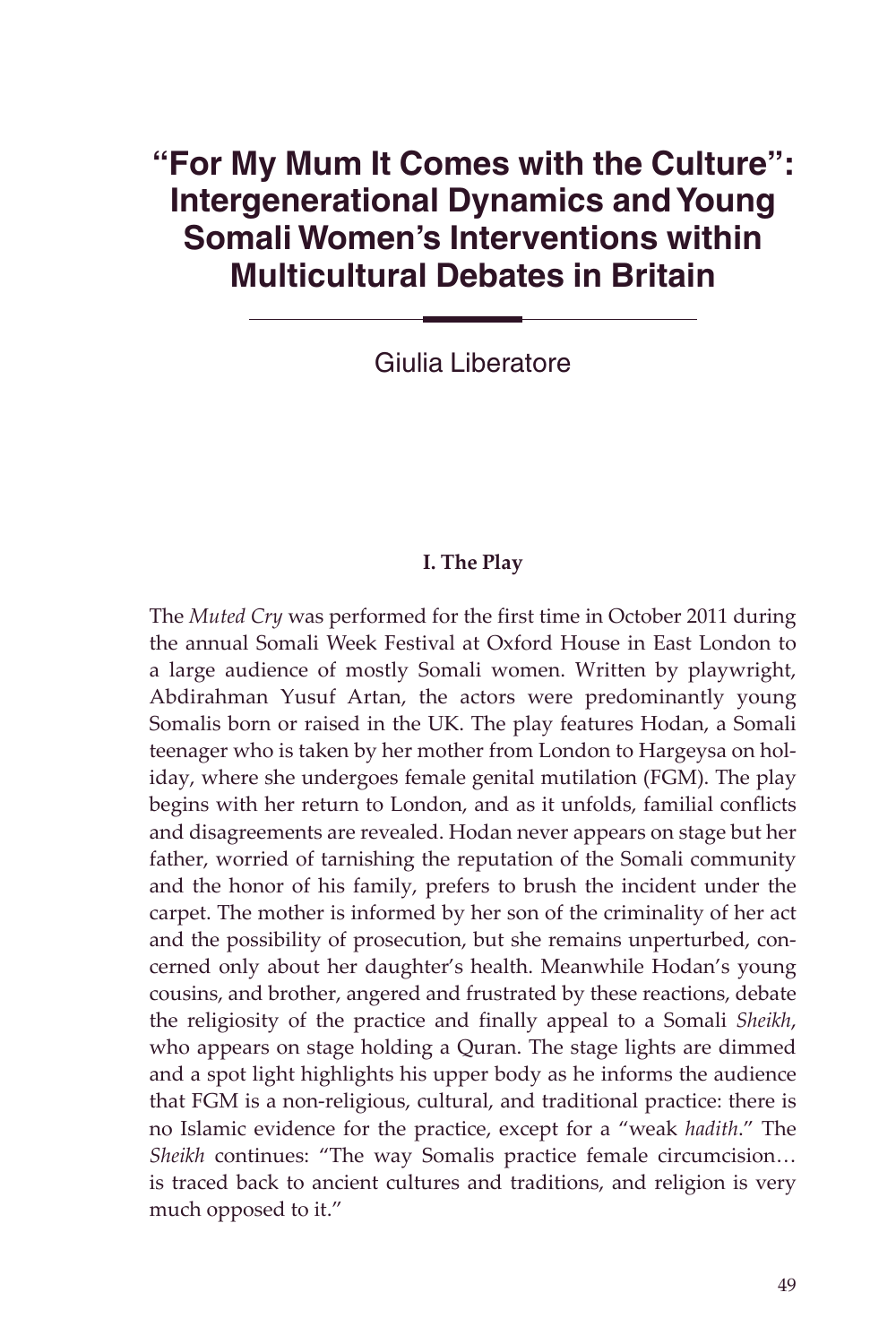# "For My Mum It Comes with the Culture": Intergenerational Dynamics and Young Somali Women's Interventions within Multicultural Debates in Britain

Giulia Liberatore

### I. The Play

The *Muted Cry* was performed for the first time in October 2011 during the annual Somali Week Festival at Oxford House in East London to a large audience of mostly Somali women. Written by playwright, Abdirahman Yusuf Artan, the actors were predominantly young Somalis born or raised in the UK. The play features Hodan, a Somali teenager who is taken by her mother from London to Hargeysa on holiday, where she undergoes female genital mutilation (FGM). The play begins with her return to London, and as it unfolds, familial conflicts and disagreements are revealed. Hodan never appears on stage but her father, worried of tarnishing the reputation of the Somali community and the honor of his family, prefers to brush the incident under the carpet. The mother is informed by her son of the criminality of her act and the possibility of prosecution, but she remains unperturbed, concerned only about her daughter's health. Meanwhile Hodan's young cousins, and brother, angered and frustrated by these reactions, debate the religiosity of the practice and finally appeal to a Somali *Sheikh*, who appears on stage holding a Quran. The stage lights are dimmed and a spot light highlights his upper body as he informs the audience that FGM is a non-religious, cultural, and traditional practice: there is no Islamic evidence for the practice, except for a "weak *hadith*." The *Sheikh* continues: "The way Somalis practice female circumcision… is traced back to ancient cultures and traditions, and religion is very much opposed to it."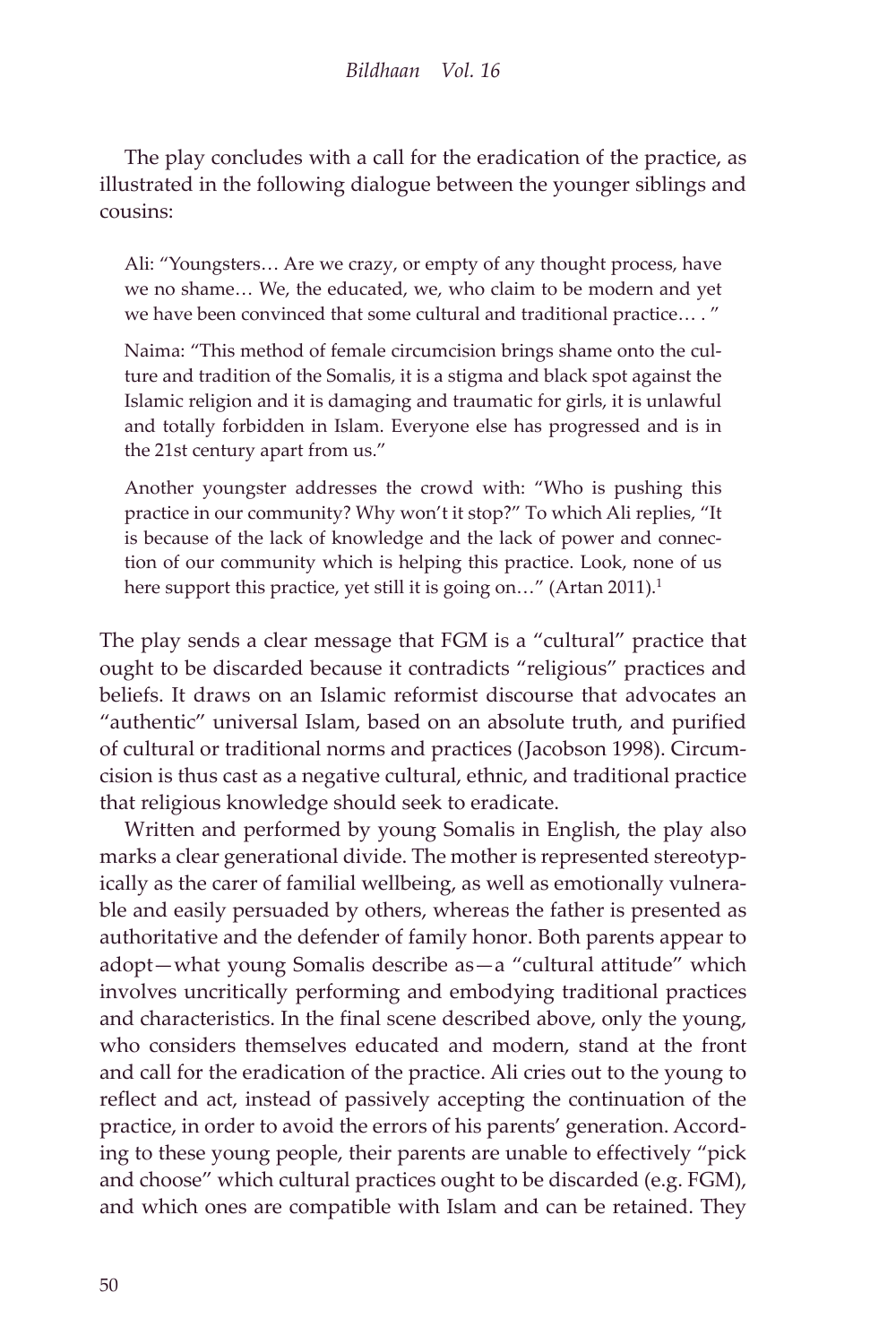The play concludes with a call for the eradication of the practice, as illustrated in the following dialogue between the younger siblings and cousins:

> Ali: "Youngsters… Are we crazy, or empty of any thought process, have we no shame… We, the educated, we, who claim to be modern and yet we have been convinced that some cultural and traditional practice… . "
>
> Naima: "This method of female circumcision brings shame onto the culture and tradition of the Somalis, it is a stigma and black spot against the Islamic religion and it is damaging and traumatic for girls, it is unlawful and totally forbidden in Islam. Everyone else has progressed and is in the 21st century apart from us."
>
> Another youngster addresses the crowd with: "Who is pushing this practice in our community? Why won't it stop?" To which Ali replies, "It is because of the lack of knowledge and the lack of power and connection of our community which is helping this practice. Look, none of us here support this practice, yet still it is going on…" (Artan 2011).[1]

The play sends a clear message that FGM is a "cultural" practice that ought to be discarded because it contradicts "religious" practices and beliefs. It draws on an Islamic reformist discourse that advocates an "authentic" universal Islam, based on an absolute truth, and purified of cultural or traditional norms and practices (Jacobson 1998). Circumcision is thus cast as a negative cultural, ethnic, and traditional practice that religious knowledge should seek to eradicate.

Written and performed by young Somalis in English, the play also marks a clear generational divide. The mother is represented stereotypically as the carer of familial wellbeing, as well as emotionally vulnerable and easily persuaded by others, whereas the father is presented as authoritative and the defender of family honor. Both parents appear to adopt—what young Somalis describe as—a "cultural attitude" which involves uncritically performing and embodying traditional practices and characteristics. In the final scene described above, only the young, who considers themselves educated and modern, stand at the front and call for the eradication of the practice. Ali cries out to the young to reflect and act, instead of passively accepting the continuation of the practice, in order to avoid the errors of his parents' generation. According to these young people, their parents are unable to effectively "pick and choose" which cultural practices ought to be discarded (e.g. FGM), and which ones are compatible with Islam and can be retained. They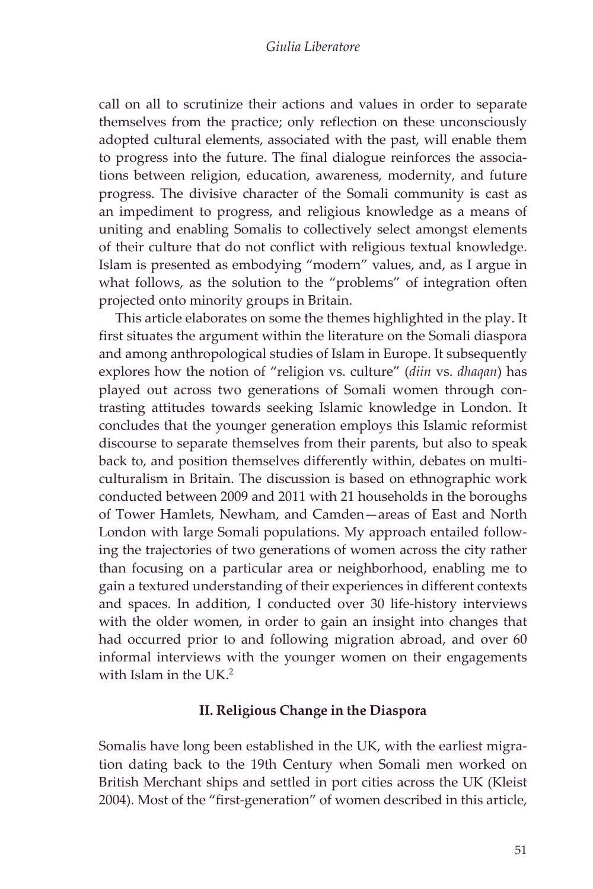call on all to scrutinize their actions and values in order to separate themselves from the practice; only reflection on these unconsciously adopted cultural elements, associated with the past, will enable them to progress into the future. The final dialogue reinforces the associations between religion, education, awareness, modernity, and future progress. The divisive character of the Somali community is cast as an impediment to progress, and religious knowledge as a means of uniting and enabling Somalis to collectively select amongst elements of their culture that do not conflict with religious textual knowledge. Islam is presented as embodying "modern" values, and, as I argue in what follows, as the solution to the "problems" of integration often projected onto minority groups in Britain.

This article elaborates on some the themes highlighted in the play. It first situates the argument within the literature on the Somali diaspora and among anthropological studies of Islam in Europe. It subsequently explores how the notion of "religion vs. culture" (*diin* vs. *dhaqan*) has played out across two generations of Somali women through contrasting attitudes towards seeking Islamic knowledge in London. It concludes that the younger generation employs this Islamic reformist discourse to separate themselves from their parents, but also to speak back to, and position themselves differently within, debates on multiculturalism in Britain. The discussion is based on ethnographic work conducted between 2009 and 2011 with 21 households in the boroughs of Tower Hamlets, Newham, and Camden—areas of East and North London with large Somali populations. My approach entailed following the trajectories of two generations of women across the city rather than focusing on a particular area or neighborhood, enabling me to gain a textured understanding of their experiences in different contexts and spaces. In addition, I conducted over 30 life-history interviews with the older women, in order to gain an insight into changes that had occurred prior to and following migration abroad, and over 60 informal interviews with the younger women on their engagements with Islam in the UK.[2]

## II. Religious Change in the Diaspora

Somalis have long been established in the UK, with the earliest migration dating back to the 19th Century when Somali men worked on British Merchant ships and settled in port cities across the UK (Kleist 2004). Most of the "first-generation" of women described in this article,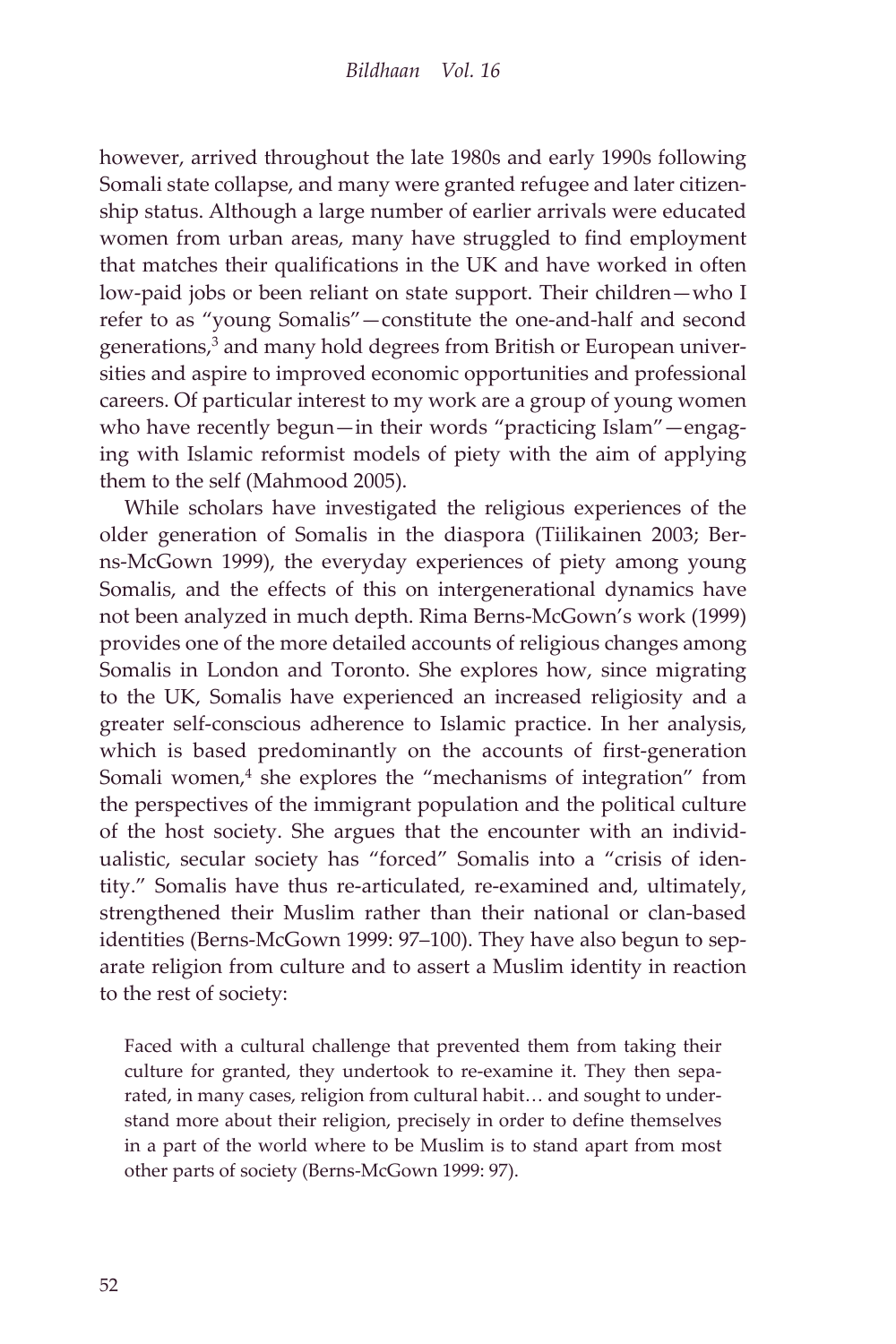however, arrived throughout the late 1980s and early 1990s following Somali state collapse, and many were granted refugee and later citizenship status. Although a large number of earlier arrivals were educated women from urban areas, many have struggled to find employment that matches their qualifications in the UK and have worked in often low-paid jobs or been reliant on state support. Their children—who I refer to as "young Somalis"—constitute the one-and-half and second generations,[3] and many hold degrees from British or European universities and aspire to improved economic opportunities and professional careers. Of particular interest to my work are a group of young women who have recently begun—in their words "practicing Islam"—engaging with Islamic reformist models of piety with the aim of applying them to the self (Mahmood 2005).

While scholars have investigated the religious experiences of the older generation of Somalis in the diaspora (Tiilikainen 2003; Berns-McGown 1999), the everyday experiences of piety among young Somalis, and the effects of this on intergenerational dynamics have not been analyzed in much depth. Rima Berns-McGown's work (1999) provides one of the more detailed accounts of religious changes among Somalis in London and Toronto. She explores how, since migrating to the UK, Somalis have experienced an increased religiosity and a greater self-conscious adherence to Islamic practice. In her analysis, which is based predominantly on the accounts of first-generation Somali women,[4] she explores the "mechanisms of integration" from the perspectives of the immigrant population and the political culture of the host society. She argues that the encounter with an individualistic, secular society has "forced" Somalis into a "crisis of identity." Somalis have thus re-articulated, re-examined and, ultimately, strengthened their Muslim rather than their national or clan-based identities (Berns-McGown 1999: 97–100). They have also begun to separate religion from culture and to assert a Muslim identity in reaction to the rest of society:

> Faced with a cultural challenge that prevented them from taking their culture for granted, they undertook to re-examine it. They then separated, in many cases, religion from cultural habit… and sought to understand more about their religion, precisely in order to define themselves in a part of the world where to be Muslim is to stand apart from most other parts of society (Berns-McGown 1999: 97).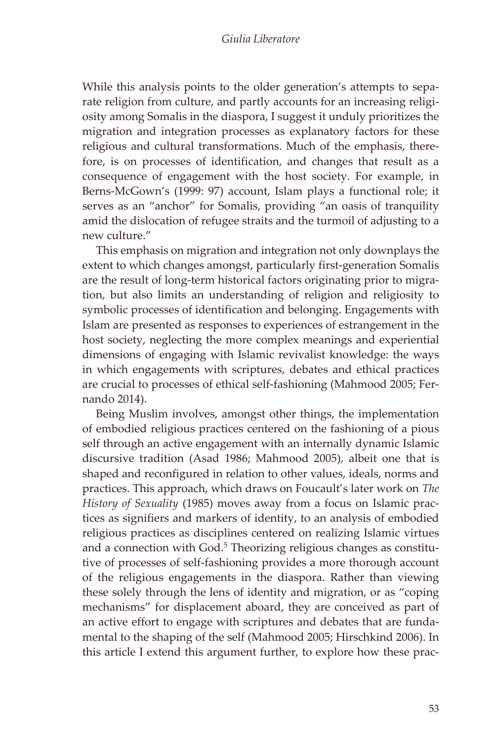While this analysis points to the older generation's attempts to separate religion from culture, and partly accounts for an increasing religiosity among Somalis in the diaspora, I suggest it unduly prioritizes the migration and integration processes as explanatory factors for these religious and cultural transformations. Much of the emphasis, therefore, is on processes of identification, and changes that result as a consequence of engagement with the host society. For example, in Berns-McGown's (1999: 97) account, Islam plays a functional role; it serves as an "anchor" for Somalis, providing "an oasis of tranquility amid the dislocation of refugee straits and the turmoil of adjusting to a new culture."

This emphasis on migration and integration not only downplays the extent to which changes amongst, particularly first-generation Somalis are the result of long-term historical factors originating prior to migration, but also limits an understanding of religion and religiosity to symbolic processes of identification and belonging. Engagements with Islam are presented as responses to experiences of estrangement in the host society, neglecting the more complex meanings and experiential dimensions of engaging with Islamic revivalist knowledge: the ways in which engagements with scriptures, debates and ethical practices are crucial to processes of ethical self-fashioning (Mahmood 2005; Fernando 2014).

Being Muslim involves, amongst other things, the implementation of embodied religious practices centered on the fashioning of a pious self through an active engagement with an internally dynamic Islamic discursive tradition (Asad 1986; Mahmood 2005), albeit one that is shaped and reconfigured in relation to other values, ideals, norms and practices. This approach, which draws on Foucault's later work on *The History of Sexuality* (1985) moves away from a focus on Islamic practices as signifiers and markers of identity, to an analysis of embodied religious practices as disciplines centered on realizing Islamic virtues and a connection with God.[5] Theorizing religious changes as constitutive of processes of self-fashioning provides a more thorough account of the religious engagements in the diaspora. Rather than viewing these solely through the lens of identity and migration, or as "coping mechanisms" for displacement aboard, they are conceived as part of an active effort to engage with scriptures and debates that are fundamental to the shaping of the self (Mahmood 2005; Hirschkind 2006). In this article I extend this argument further, to explore how these prac-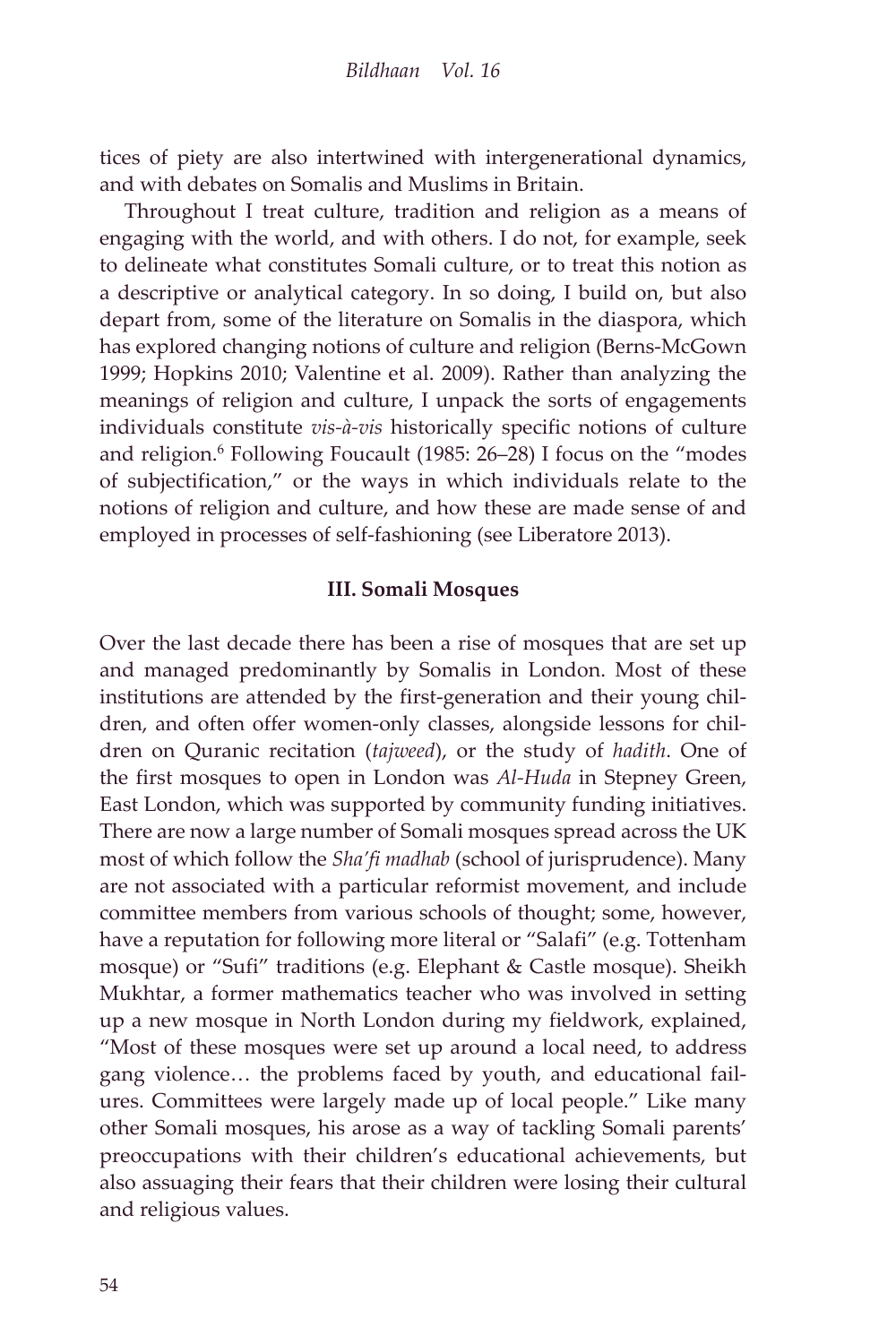tices of piety are also intertwined with intergenerational dynamics, and with debates on Somalis and Muslims in Britain.

Throughout I treat culture, tradition and religion as a means of engaging with the world, and with others. I do not, for example, seek to delineate what constitutes Somali culture, or to treat this notion as a descriptive or analytical category. In so doing, I build on, but also depart from, some of the literature on Somalis in the diaspora, which has explored changing notions of culture and religion (Berns-McGown 1999; Hopkins 2010; Valentine et al. 2009). Rather than analyzing the meanings of religion and culture, I unpack the sorts of engagements individuals constitute *vis-à-vis* historically specific notions of culture and religion.[6] Following Foucault (1985: 26–28) I focus on the "modes of subjectification," or the ways in which individuals relate to the notions of religion and culture, and how these are made sense of and employed in processes of self-fashioning (see Liberatore 2013).

### III. Somali Mosques

Over the last decade there has been a rise of mosques that are set up and managed predominantly by Somalis in London. Most of these institutions are attended by the first-generation and their young children, and often offer women-only classes, alongside lessons for children on Quranic recitation (*tajweed*), or the study of *hadith*. One of the first mosques to open in London was *Al-Huda* in Stepney Green, East London, which was supported by community funding initiatives. There are now a large number of Somali mosques spread across the UK most of which follow the *Sha'fi madhab* (school of jurisprudence). Many are not associated with a particular reformist movement, and include committee members from various schools of thought; some, however, have a reputation for following more literal or "Salafi" (e.g. Tottenham mosque) or "Sufi" traditions (e.g. Elephant & Castle mosque). Sheikh Mukhtar, a former mathematics teacher who was involved in setting up a new mosque in North London during my fieldwork, explained, "Most of these mosques were set up around a local need, to address gang violence… the problems faced by youth, and educational failures. Committees were largely made up of local people." Like many other Somali mosques, his arose as a way of tackling Somali parents' preoccupations with their children's educational achievements, but also assuaging their fears that their children were losing their cultural and religious values.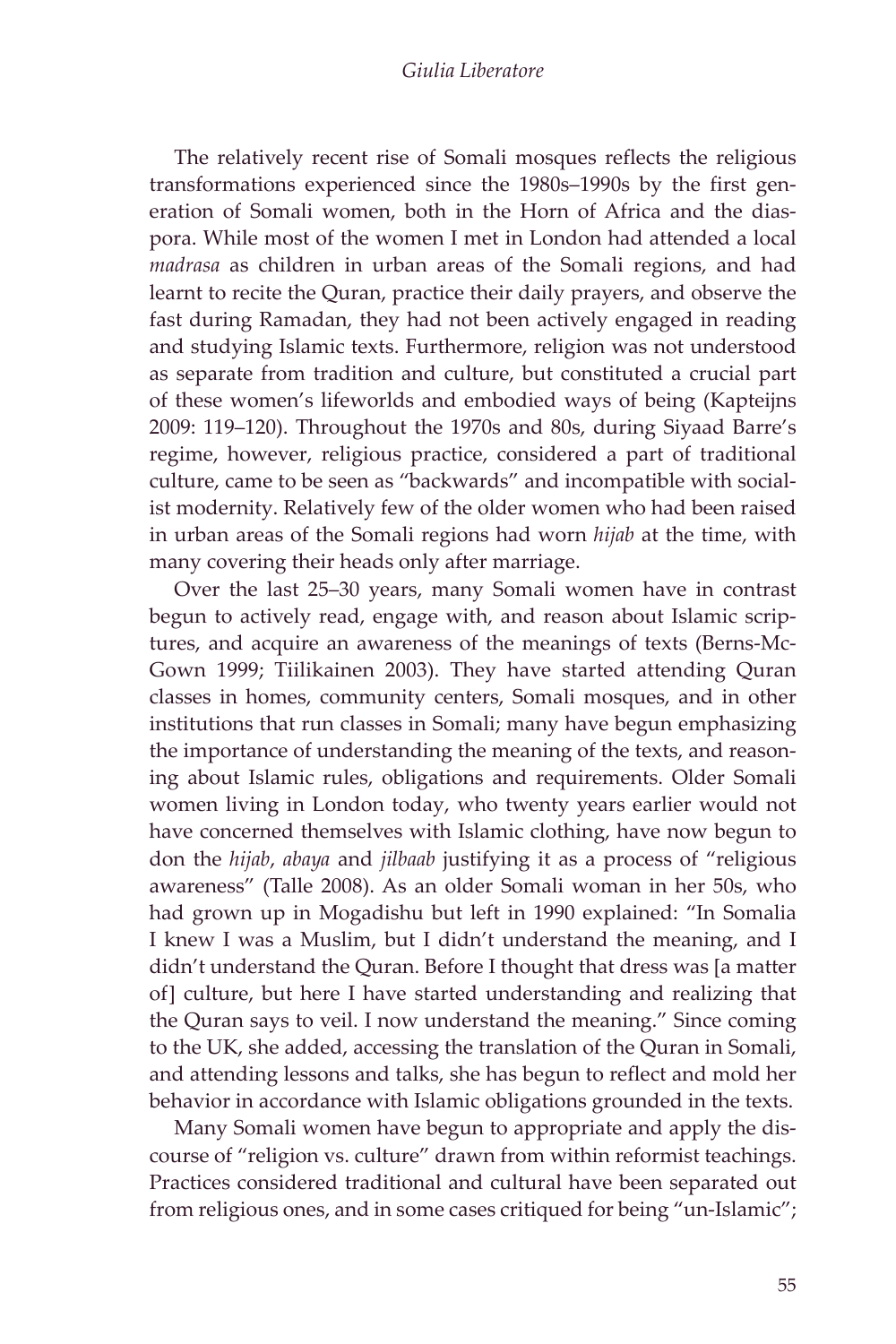The relatively recent rise of Somali mosques reflects the religious transformations experienced since the 1980s–1990s by the first generation of Somali women, both in the Horn of Africa and the diaspora. While most of the women I met in London had attended a local *madrasa* as children in urban areas of the Somali regions, and had learnt to recite the Quran, practice their daily prayers, and observe the fast during Ramadan, they had not been actively engaged in reading and studying Islamic texts. Furthermore, religion was not understood as separate from tradition and culture, but constituted a crucial part of these women's lifeworlds and embodied ways of being (Kapteijns 2009: 119–120). Throughout the 1970s and 80s, during Siyaad Barre's regime, however, religious practice, considered a part of traditional culture, came to be seen as "backwards" and incompatible with socialist modernity. Relatively few of the older women who had been raised in urban areas of the Somali regions had worn *hijab* at the time, with many covering their heads only after marriage.

Over the last 25–30 years, many Somali women have in contrast begun to actively read, engage with, and reason about Islamic scriptures, and acquire an awareness of the meanings of texts (Berns-McGown 1999; Tiilikainen 2003). They have started attending Quran classes in homes, community centers, Somali mosques, and in other institutions that run classes in Somali; many have begun emphasizing the importance of understanding the meaning of the texts, and reasoning about Islamic rules, obligations and requirements. Older Somali women living in London today, who twenty years earlier would not have concerned themselves with Islamic clothing, have now begun to don the *hijab*, *abaya* and *jilbaab* justifying it as a process of "religious awareness" (Talle 2008). As an older Somali woman in her 50s, who had grown up in Mogadishu but left in 1990 explained: "In Somalia I knew I was a Muslim, but I didn't understand the meaning, and I didn't understand the Quran. Before I thought that dress was [a matter of] culture, but here I have started understanding and realizing that the Quran says to veil. I now understand the meaning." Since coming to the UK, she added, accessing the translation of the Quran in Somali, and attending lessons and talks, she has begun to reflect and mold her behavior in accordance with Islamic obligations grounded in the texts.

Many Somali women have begun to appropriate and apply the discourse of "religion vs. culture" drawn from within reformist teachings. Practices considered traditional and cultural have been separated out from religious ones, and in some cases critiqued for being "un-Islamic";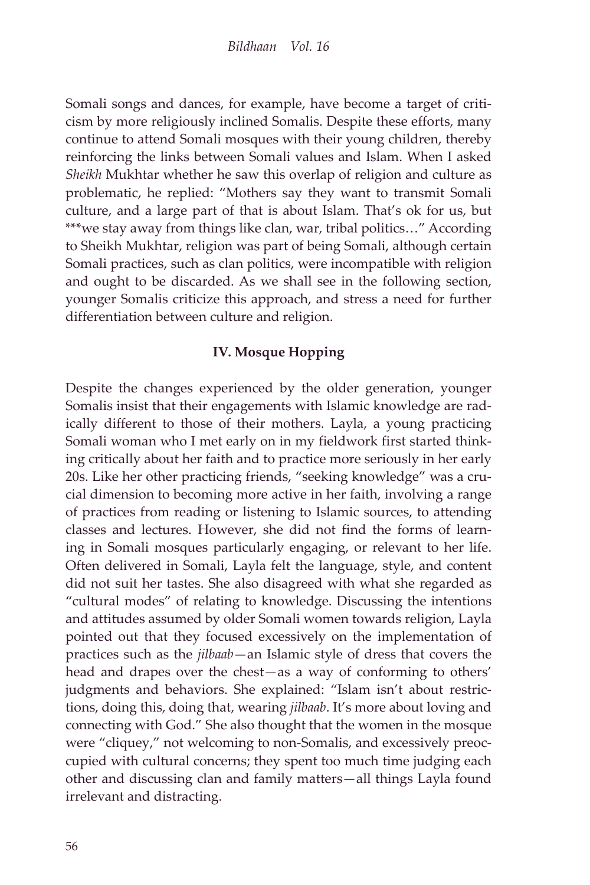Somali songs and dances, for example, have become a target of criticism by more religiously inclined Somalis. Despite these efforts, many continue to attend Somali mosques with their young children, thereby reinforcing the links between Somali values and Islam. When I asked *Sheikh* Mukhtar whether he saw this overlap of religion and culture as problematic, he replied: "Mothers say they want to transmit Somali culture, and a large part of that is about Islam. That's ok for us, but ***we stay away from things like clan, war, tribal politics…" According to Sheikh Mukhtar, religion was part of being Somali, although certain Somali practices, such as clan politics, were incompatible with religion and ought to be discarded. As we shall see in the following section, younger Somalis criticize this approach, and stress a need for further differentiation between culture and religion.

## IV. Mosque Hopping

Despite the changes experienced by the older generation, younger Somalis insist that their engagements with Islamic knowledge are radically different to those of their mothers. Layla, a young practicing Somali woman who I met early on in my fieldwork first started thinking critically about her faith and to practice more seriously in her early 20s. Like her other practicing friends, "seeking knowledge" was a crucial dimension to becoming more active in her faith, involving a range of practices from reading or listening to Islamic sources, to attending classes and lectures. However, she did not find the forms of learning in Somali mosques particularly engaging, or relevant to her life. Often delivered in Somali, Layla felt the language, style, and content did not suit her tastes. She also disagreed with what she regarded as "cultural modes" of relating to knowledge. Discussing the intentions and attitudes assumed by older Somali women towards religion, Layla pointed out that they focused excessively on the implementation of practices such as the *jilbaab*—an Islamic style of dress that covers the head and drapes over the chest—as a way of conforming to others' judgments and behaviors. She explained: "Islam isn't about restrictions, doing this, doing that, wearing *jilbaab*. It's more about loving and connecting with God." She also thought that the women in the mosque were "cliquey," not welcoming to non-Somalis, and excessively preoccupied with cultural concerns; they spent too much time judging each other and discussing clan and family matters—all things Layla found irrelevant and distracting.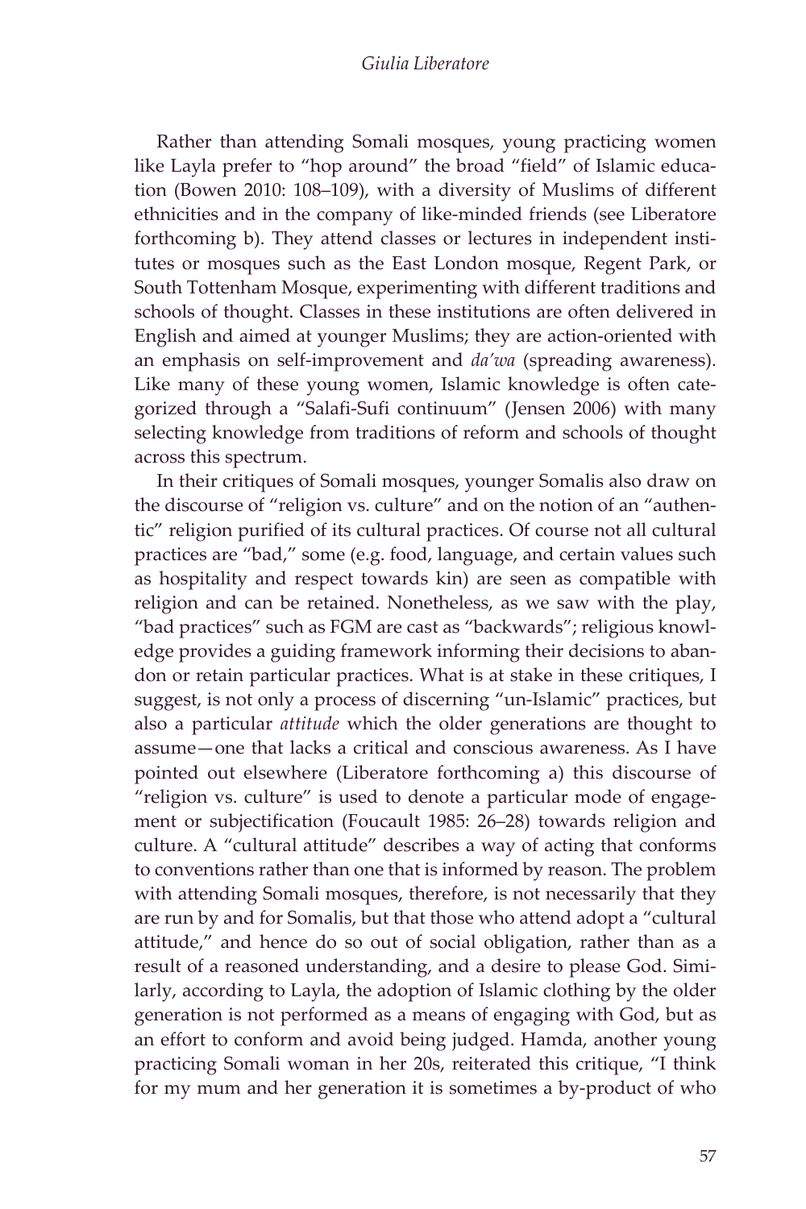Rather than attending Somali mosques, young practicing women like Layla prefer to "hop around" the broad "field" of Islamic education (Bowen 2010: 108–109), with a diversity of Muslims of different ethnicities and in the company of like-minded friends (see Liberatore forthcoming b). They attend classes or lectures in independent institutes or mosques such as the East London mosque, Regent Park, or South Tottenham Mosque, experimenting with different traditions and schools of thought. Classes in these institutions are often delivered in English and aimed at younger Muslims; they are action-oriented with an emphasis on self-improvement and *da'wa* (spreading awareness). Like many of these young women, Islamic knowledge is often categorized through a "Salafi-Sufi continuum" (Jensen 2006) with many selecting knowledge from traditions of reform and schools of thought across this spectrum.

In their critiques of Somali mosques, younger Somalis also draw on the discourse of "religion vs. culture" and on the notion of an "authentic" religion purified of its cultural practices. Of course not all cultural practices are "bad," some (e.g. food, language, and certain values such as hospitality and respect towards kin) are seen as compatible with religion and can be retained. Nonetheless, as we saw with the play, "bad practices" such as FGM are cast as "backwards"; religious knowledge provides a guiding framework informing their decisions to abandon or retain particular practices. What is at stake in these critiques, I suggest, is not only a process of discerning "un-Islamic" practices, but also a particular *attitude* which the older generations are thought to assume—one that lacks a critical and conscious awareness. As I have pointed out elsewhere (Liberatore forthcoming a) this discourse of "religion vs. culture" is used to denote a particular mode of engagement or subjectification (Foucault 1985: 26–28) towards religion and culture. A "cultural attitude" describes a way of acting that conforms to conventions rather than one that is informed by reason. The problem with attending Somali mosques, therefore, is not necessarily that they are run by and for Somalis, but that those who attend adopt a "cultural attitude," and hence do so out of social obligation, rather than as a result of a reasoned understanding, and a desire to please God. Similarly, according to Layla, the adoption of Islamic clothing by the older generation is not performed as a means of engaging with God, but as an effort to conform and avoid being judged. Hamda, another young practicing Somali woman in her 20s, reiterated this critique, "I think for my mum and her generation it is sometimes a by-product of who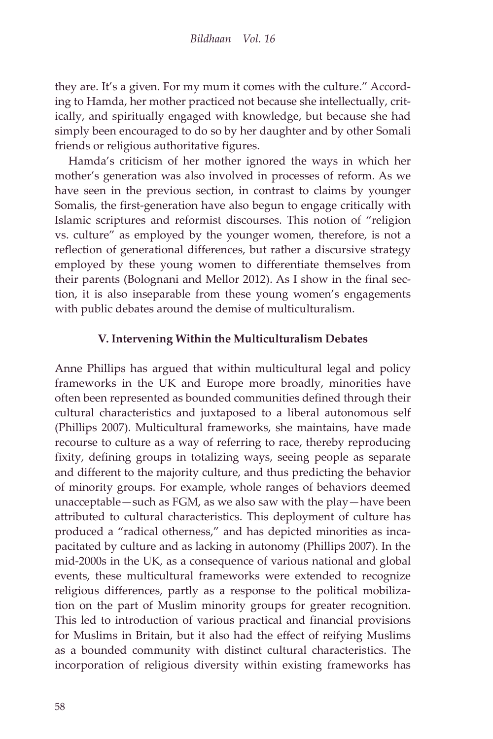they are. It's a given. For my mum it comes with the culture." According to Hamda, her mother practiced not because she intellectually, critically, and spiritually engaged with knowledge, but because she had simply been encouraged to do so by her daughter and by other Somali friends or religious authoritative figures.

Hamda's criticism of her mother ignored the ways in which her mother's generation was also involved in processes of reform. As we have seen in the previous section, in contrast to claims by younger Somalis, the first-generation have also begun to engage critically with Islamic scriptures and reformist discourses. This notion of "religion vs. culture" as employed by the younger women, therefore, is not a reflection of generational differences, but rather a discursive strategy employed by these young women to differentiate themselves from their parents (Bolognani and Mellor 2012). As I show in the final section, it is also inseparable from these young women's engagements with public debates around the demise of multiculturalism.

## V. Intervening Within the Multiculturalism Debates

Anne Phillips has argued that within multicultural legal and policy frameworks in the UK and Europe more broadly, minorities have often been represented as bounded communities defined through their cultural characteristics and juxtaposed to a liberal autonomous self (Phillips 2007). Multicultural frameworks, she maintains, have made recourse to culture as a way of referring to race, thereby reproducing fixity, defining groups in totalizing ways, seeing people as separate and different to the majority culture, and thus predicting the behavior of minority groups. For example, whole ranges of behaviors deemed unacceptable—such as FGM, as we also saw with the play—have been attributed to cultural characteristics. This deployment of culture has produced a "radical otherness," and has depicted minorities as incapacitated by culture and as lacking in autonomy (Phillips 2007). In the mid-2000s in the UK, as a consequence of various national and global events, these multicultural frameworks were extended to recognize religious differences, partly as a response to the political mobilization on the part of Muslim minority groups for greater recognition. This led to introduction of various practical and financial provisions for Muslims in Britain, but it also had the effect of reifying Muslims as a bounded community with distinct cultural characteristics. The incorporation of religious diversity within existing frameworks has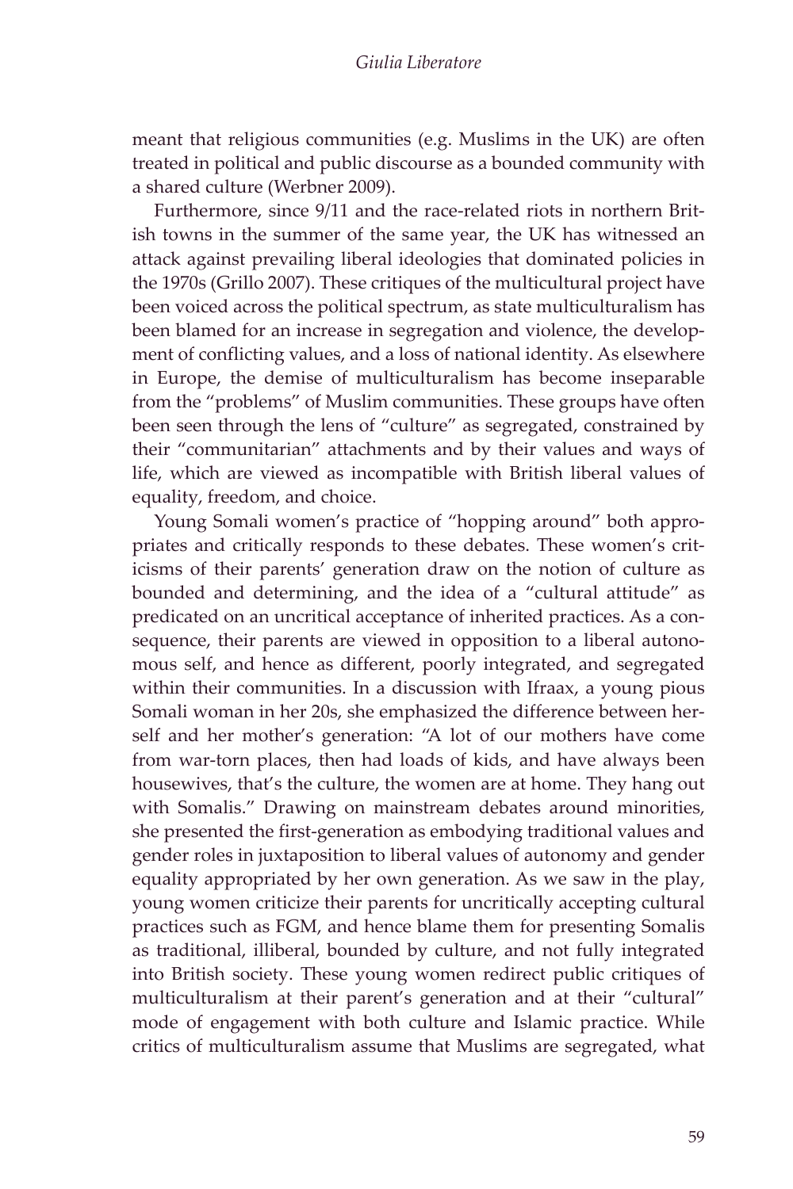meant that religious communities (e.g. Muslims in the UK) are often treated in political and public discourse as a bounded community with a shared culture (Werbner 2009).

Furthermore, since 9/11 and the race-related riots in northern British towns in the summer of the same year, the UK has witnessed an attack against prevailing liberal ideologies that dominated policies in the 1970s (Grillo 2007). These critiques of the multicultural project have been voiced across the political spectrum, as state multiculturalism has been blamed for an increase in segregation and violence, the development of conflicting values, and a loss of national identity. As elsewhere in Europe, the demise of multiculturalism has become inseparable from the "problems" of Muslim communities. These groups have often been seen through the lens of "culture" as segregated, constrained by their "communitarian" attachments and by their values and ways of life, which are viewed as incompatible with British liberal values of equality, freedom, and choice.

Young Somali women's practice of "hopping around" both appropriates and critically responds to these debates. These women's criticisms of their parents' generation draw on the notion of culture as bounded and determining, and the idea of a "cultural attitude" as predicated on an uncritical acceptance of inherited practices. As a consequence, their parents are viewed in opposition to a liberal autonomous self, and hence as different, poorly integrated, and segregated within their communities. In a discussion with Ifraax, a young pious Somali woman in her 20s, she emphasized the difference between herself and her mother's generation: "A lot of our mothers have come from war-torn places, then had loads of kids, and have always been housewives, that's the culture, the women are at home. They hang out with Somalis." Drawing on mainstream debates around minorities, she presented the first-generation as embodying traditional values and gender roles in juxtaposition to liberal values of autonomy and gender equality appropriated by her own generation. As we saw in the play, young women criticize their parents for uncritically accepting cultural practices such as FGM, and hence blame them for presenting Somalis as traditional, illiberal, bounded by culture, and not fully integrated into British society. These young women redirect public critiques of multiculturalism at their parent's generation and at their "cultural" mode of engagement with both culture and Islamic practice. While critics of multiculturalism assume that Muslims are segregated, what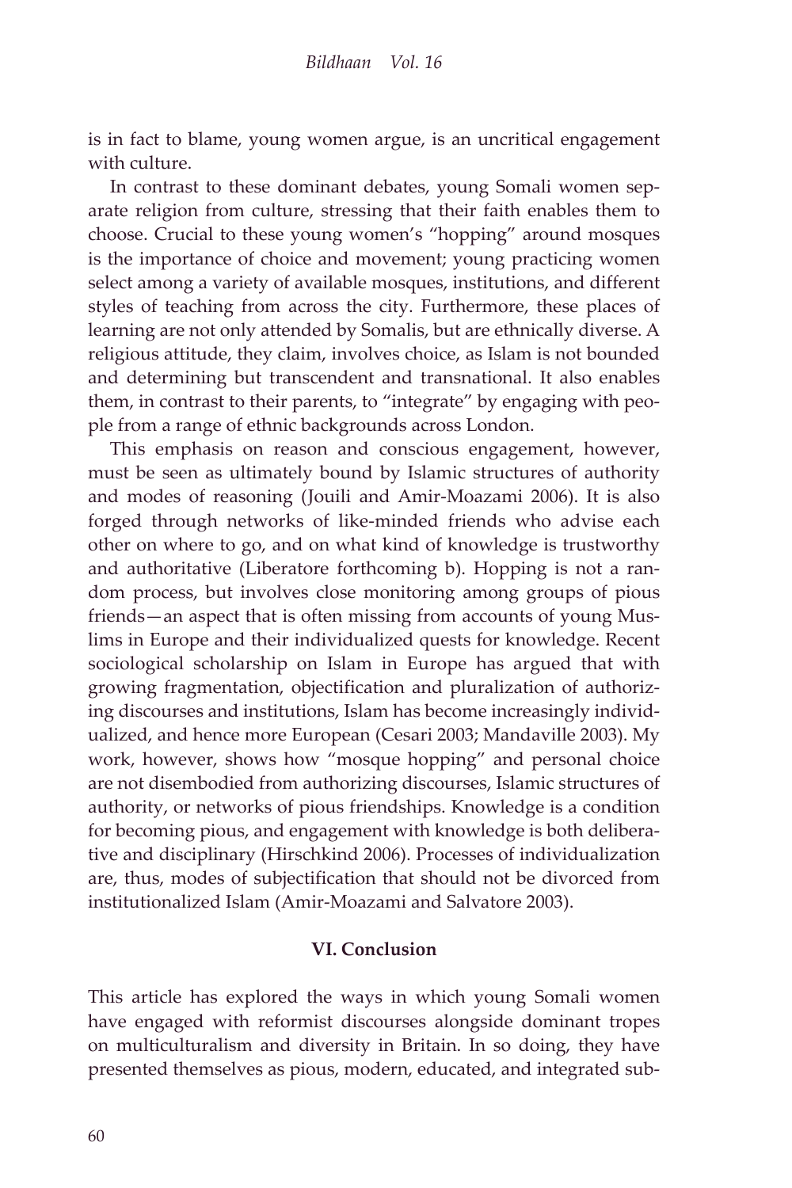is in fact to blame, young women argue, is an uncritical engagement with culture.

In contrast to these dominant debates, young Somali women separate religion from culture, stressing that their faith enables them to choose. Crucial to these young women's "hopping" around mosques is the importance of choice and movement; young practicing women select among a variety of available mosques, institutions, and different styles of teaching from across the city. Furthermore, these places of learning are not only attended by Somalis, but are ethnically diverse. A religious attitude, they claim, involves choice, as Islam is not bounded and determining but transcendent and transnational. It also enables them, in contrast to their parents, to "integrate" by engaging with people from a range of ethnic backgrounds across London.

This emphasis on reason and conscious engagement, however, must be seen as ultimately bound by Islamic structures of authority and modes of reasoning (Jouili and Amir-Moazami 2006). It is also forged through networks of like-minded friends who advise each other on where to go, and on what kind of knowledge is trustworthy and authoritative (Liberatore forthcoming b). Hopping is not a random process, but involves close monitoring among groups of pious friends—an aspect that is often missing from accounts of young Muslims in Europe and their individualized quests for knowledge. Recent sociological scholarship on Islam in Europe has argued that with growing fragmentation, objectification and pluralization of authorizing discourses and institutions, Islam has become increasingly individualized, and hence more European (Cesari 2003; Mandaville 2003). My work, however, shows how "mosque hopping" and personal choice are not disembodied from authorizing discourses, Islamic structures of authority, or networks of pious friendships. Knowledge is a condition for becoming pious, and engagement with knowledge is both deliberative and disciplinary (Hirschkind 2006). Processes of individualization are, thus, modes of subjectification that should not be divorced from institutionalized Islam (Amir-Moazami and Salvatore 2003).

## VI. Conclusion

This article has explored the ways in which young Somali women have engaged with reformist discourses alongside dominant tropes on multiculturalism and diversity in Britain. In so doing, they have presented themselves as pious, modern, educated, and integrated sub-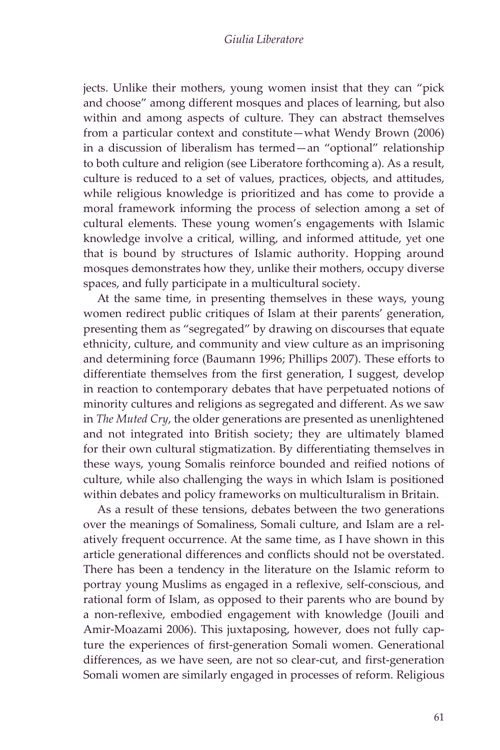jects. Unlike their mothers, young women insist that they can "pick and choose" among different mosques and places of learning, but also within and among aspects of culture. They can abstract themselves from a particular context and constitute—what Wendy Brown (2006) in a discussion of liberalism has termed—an "optional" relationship to both culture and religion (see Liberatore forthcoming a). As a result, culture is reduced to a set of values, practices, objects, and attitudes, while religious knowledge is prioritized and has come to provide a moral framework informing the process of selection among a set of cultural elements. These young women's engagements with Islamic knowledge involve a critical, willing, and informed attitude, yet one that is bound by structures of Islamic authority. Hopping around mosques demonstrates how they, unlike their mothers, occupy diverse spaces, and fully participate in a multicultural society.

At the same time, in presenting themselves in these ways, young women redirect public critiques of Islam at their parents' generation, presenting them as "segregated" by drawing on discourses that equate ethnicity, culture, and community and view culture as an imprisoning and determining force (Baumann 1996; Phillips 2007). These efforts to differentiate themselves from the first generation, I suggest, develop in reaction to contemporary debates that have perpetuated notions of minority cultures and religions as segregated and different. As we saw in *The Muted Cry*, the older generations are presented as unenlightened and not integrated into British society; they are ultimately blamed for their own cultural stigmatization. By differentiating themselves in these ways, young Somalis reinforce bounded and reified notions of culture, while also challenging the ways in which Islam is positioned within debates and policy frameworks on multiculturalism in Britain.

As a result of these tensions, debates between the two generations over the meanings of Somaliness, Somali culture, and Islam are a relatively frequent occurrence. At the same time, as I have shown in this article generational differences and conflicts should not be overstated. There has been a tendency in the literature on the Islamic reform to portray young Muslims as engaged in a reflexive, self-conscious, and rational form of Islam, as opposed to their parents who are bound by a non-reflexive, embodied engagement with knowledge (Jouili and Amir-Moazami 2006). This juxtaposing, however, does not fully capture the experiences of first-generation Somali women. Generational differences, as we have seen, are not so clear-cut, and first-generation Somali women are similarly engaged in processes of reform. Religious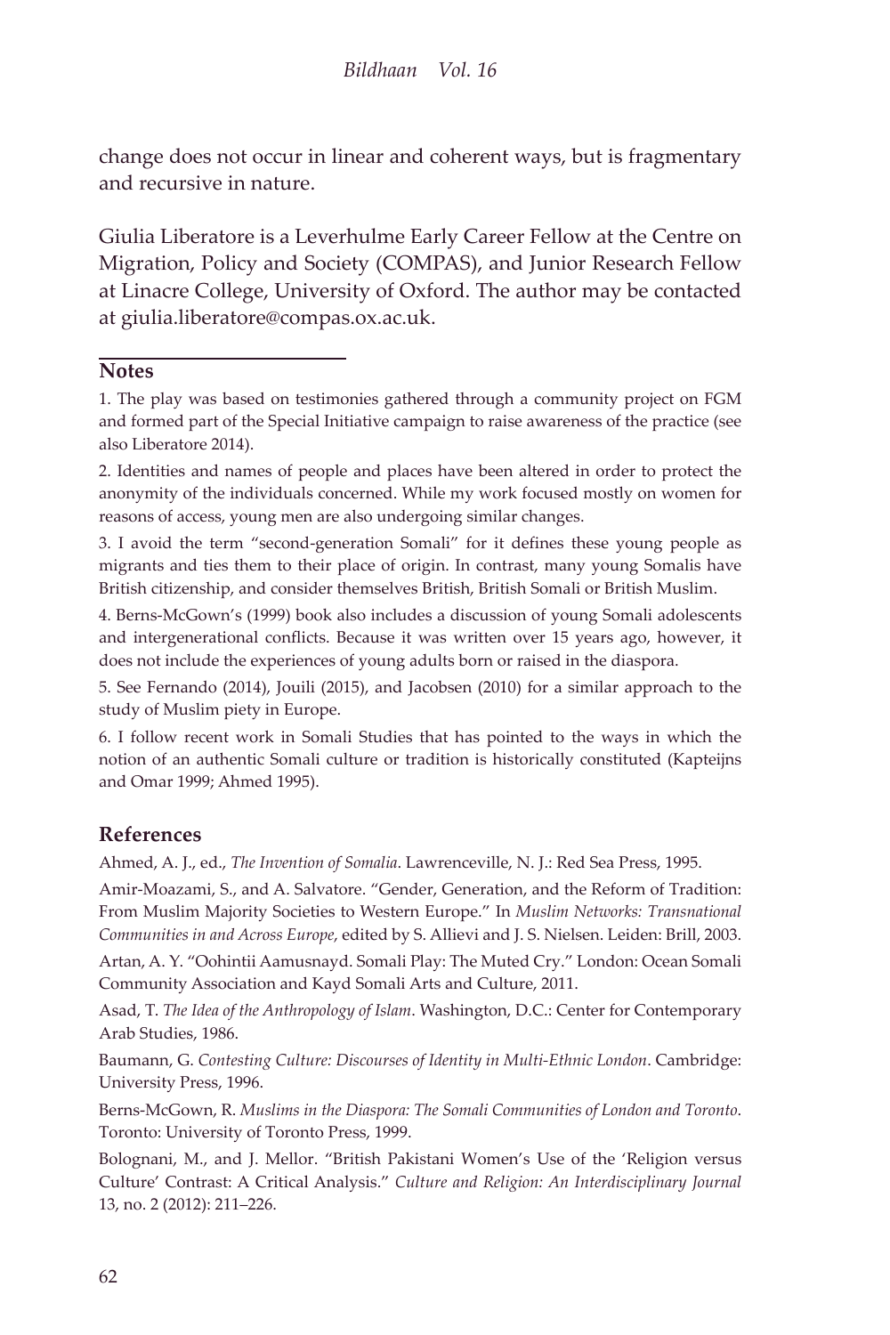change does not occur in linear and coherent ways, but is fragmentary and recursive in nature.

Giulia Liberatore is a Leverhulme Early Career Fellow at the Centre on Migration, Policy and Society (COMPAS), and Junior Research Fellow at Linacre College, University of Oxford. The author may be contacted at giulia.liberatore@compas.ox.ac.uk.

## Notes

1. The play was based on testimonies gathered through a community project on FGM and formed part of the Special Initiative campaign to raise awareness of the practice (see also Liberatore 2014).

2. Identities and names of people and places have been altered in order to protect the anonymity of the individuals concerned. While my work focused mostly on women for reasons of access, young men are also undergoing similar changes.

3. I avoid the term "second-generation Somali" for it defines these young people as migrants and ties them to their place of origin. In contrast, many young Somalis have British citizenship, and consider themselves British, British Somali or British Muslim.

4. Berns-McGown's (1999) book also includes a discussion of young Somali adolescents and intergenerational conflicts. Because it was written over 15 years ago, however, it does not include the experiences of young adults born or raised in the diaspora.

5. See Fernando (2014), Jouili (2015), and Jacobsen (2010) for a similar approach to the study of Muslim piety in Europe.

6. I follow recent work in Somali Studies that has pointed to the ways in which the notion of an authentic Somali culture or tradition is historically constituted (Kapteijns and Omar 1999; Ahmed 1995).

## References

Ahmed, A. J., ed., *The Invention of Somalia*. Lawrenceville, N. J.: Red Sea Press, 1995.

Amir-Moazami, S., and A. Salvatore. "Gender, Generation, and the Reform of Tradition: From Muslim Majority Societies to Western Europe." In *Muslim Networks: Transnational Communities in and Across Europe*, edited by S. Allievi and J. S. Nielsen. Leiden: Brill, 2003.

Artan, A. Y. "Oohintii Aamusnayd. Somali Play: The Muted Cry." London: Ocean Somali Community Association and Kayd Somali Arts and Culture, 2011.

Asad, T. *The Idea of the Anthropology of Islam*. Washington, D.C.: Center for Contemporary Arab Studies, 1986.

Baumann, G. *Contesting Culture: Discourses of Identity in Multi-Ethnic London*. Cambridge: University Press, 1996.

Berns-McGown, R. *Muslims in the Diaspora: The Somali Communities of London and Toronto*. Toronto: University of Toronto Press, 1999.

Bolognani, M., and J. Mellor. "British Pakistani Women's Use of the 'Religion versus Culture' Contrast: A Critical Analysis." *Culture and Religion: An Interdisciplinary Journal* 13, no. 2 (2012): 211–226.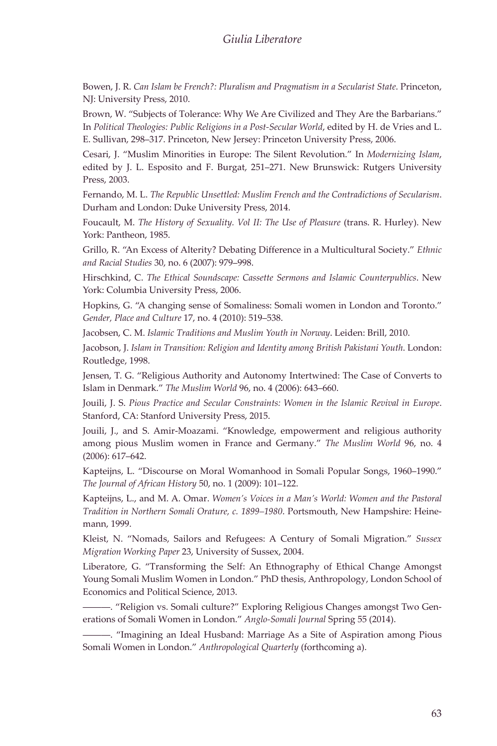Bowen, J. R. *Can Islam be French?: Pluralism and Pragmatism in a Secularist State*. Princeton, NJ: University Press, 2010.

Brown, W. "Subjects of Tolerance: Why We Are Civilized and They Are the Barbarians." In *Political Theologies: Public Religions in a Post-Secular World*, edited by H. de Vries and L. E. Sullivan, 298–317. Princeton, New Jersey: Princeton University Press, 2006.

Cesari, J. "Muslim Minorities in Europe: The Silent Revolution." In *Modernizing Islam*, edited by J. L. Esposito and F. Burgat, 251–271. New Brunswick: Rutgers University Press, 2003.

Fernando, M. L. *The Republic Unsettled: Muslim French and the Contradictions of Secularism*. Durham and London: Duke University Press, 2014.

Foucault, M. *The History of Sexuality. Vol II: The Use of Pleasure* (trans. R. Hurley). New York: Pantheon, 1985.

Grillo, R. "An Excess of Alterity? Debating Difference in a Multicultural Society." *Ethnic and Racial Studies* 30, no. 6 (2007): 979–998.

Hirschkind, C. *The Ethical Soundscape: Cassette Sermons and Islamic Counterpublics*. New York: Columbia University Press, 2006.

Hopkins, G. "A changing sense of Somaliness: Somali women in London and Toronto." *Gender, Place and Culture* 17, no. 4 (2010): 519–538.

Jacobsen, C. M. *Islamic Traditions and Muslim Youth in Norway*. Leiden: Brill, 2010.

Jacobson, J. *Islam in Transition: Religion and Identity among British Pakistani Youth*. London: Routledge, 1998.

Jensen, T. G. "Religious Authority and Autonomy Intertwined: The Case of Converts to Islam in Denmark." *The Muslim World* 96, no. 4 (2006): 643–660.

Jouili, J. S. *Pious Practice and Secular Constraints: Women in the Islamic Revival in Europe*. Stanford, CA: Stanford University Press, 2015.

Jouili, J., and S. Amir-Moazami. "Knowledge, empowerment and religious authority among pious Muslim women in France and Germany." *The Muslim World* 96, no. 4 (2006): 617–642.

Kapteijns, L. "Discourse on Moral Womanhood in Somali Popular Songs, 1960–1990." *The Journal of African History* 50, no. 1 (2009): 101–122.

Kapteijns, L., and M. A. Omar. *Women's Voices in a Man's World: Women and the Pastoral Tradition in Northern Somali Orature, c. 1899–1980*. Portsmouth, New Hampshire: Heinemann, 1999.

Kleist, N. "Nomads, Sailors and Refugees: A Century of Somali Migration." *Sussex Migration Working Paper* 23, University of Sussex, 2004.

Liberatore, G. "Transforming the Self: An Ethnography of Ethical Change Amongst Young Somali Muslim Women in London." PhD thesis, Anthropology, London School of Economics and Political Science, 2013.

———. "Religion vs. Somali culture?" Exploring Religious Changes amongst Two Generations of Somali Women in London." *Anglo-Somali Journal* Spring 55 (2014).

———. "Imagining an Ideal Husband: Marriage As a Site of Aspiration among Pious Somali Women in London." *Anthropological Quarterly* (forthcoming a).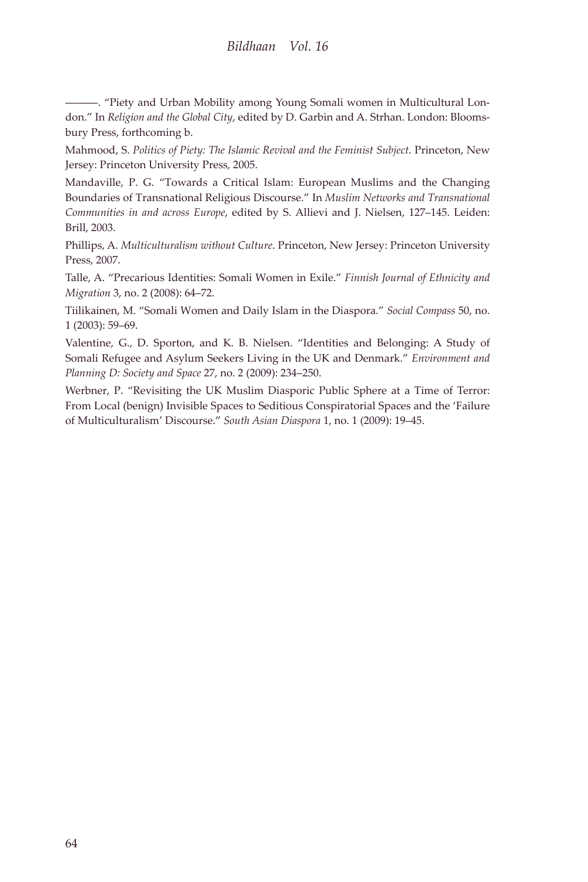———. "Piety and Urban Mobility among Young Somali women in Multicultural London." In *Religion and the Global City*, edited by D. Garbin and A. Strhan. London: Bloomsbury Press, forthcoming b.

Mahmood, S. *Politics of Piety: The Islamic Revival and the Feminist Subject*. Princeton, New Jersey: Princeton University Press, 2005.

Mandaville, P. G. "Towards a Critical Islam: European Muslims and the Changing Boundaries of Transnational Religious Discourse." In *Muslim Networks and Transnational Communities in and across Europe*, edited by S. Allievi and J. Nielsen, 127–145. Leiden: Brill, 2003.

Phillips, A. *Multiculturalism without Culture*. Princeton, New Jersey: Princeton University Press, 2007.

Talle, A. "Precarious Identities: Somali Women in Exile." *Finnish Journal of Ethnicity and Migration* 3, no. 2 (2008): 64–72.

Tiilikainen, M. "Somali Women and Daily Islam in the Diaspora." *Social Compass* 50, no. 1 (2003): 59–69.

Valentine, G., D. Sporton, and K. B. Nielsen. "Identities and Belonging: A Study of Somali Refugee and Asylum Seekers Living in the UK and Denmark." *Environment and Planning D: Society and Space* 27, no. 2 (2009): 234–250.

Werbner, P. "Revisiting the UK Muslim Diasporic Public Sphere at a Time of Terror: From Local (benign) Invisible Spaces to Seditious Conspiratorial Spaces and the 'Failure of Multiculturalism' Discourse." *South Asian Diaspora* 1, no. 1 (2009): 19–45.